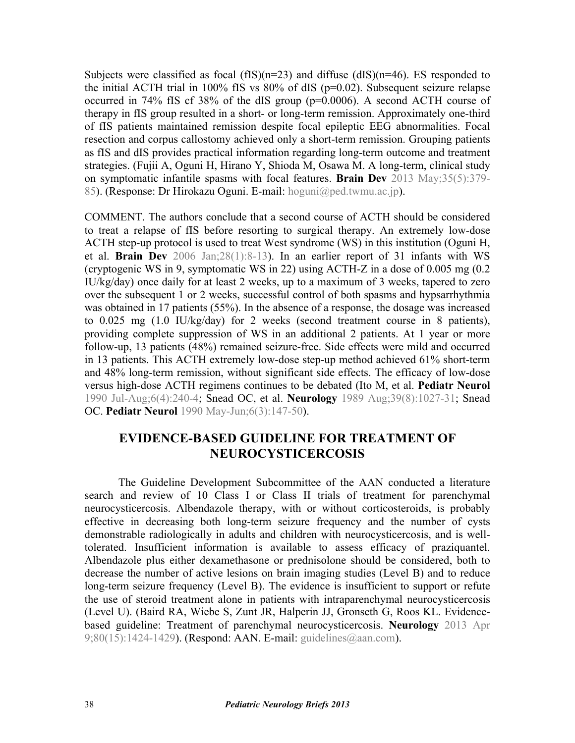Subjects were classified as focal (fIS)(n=23) and diffuse (dIS)(n=46). ES responded to the initial ACTH trial in 100% fIS vs 80% of dIS (p=0.02). Subsequent seizure relapse occurred in 74% fIS cf 38% of the dIS group (p=0.0006). A second ACTH course of therapy in fIS group resulted in a short- or long-term remission. Approximately one-third of fIS patients maintained remission despite focal epileptic EEG abnormalities. Focal resection and corpus callostomy achieved only a short-term remission. Grouping patients as fIS and dIS provides practical information regarding long-term outcome and treatment strategies. (Fujii A, Oguni H, Hirano Y, Shioda M, Osawa M. A long-term, clinical study on symptomatic infantile spasms with focal features. **Brain Dev** 2013 May;35(5):379-85). (Response: Dr Hirokazu Oguni. E-mail: hoguni@ped.twmu.ac.jp).

COMMENT. The authors conclude that a second course of ACTH should be considered to treat a relapse of fIS before resorting to surgical therapy. An extremely low-dose ACTH step-up protocol is used to treat West syndrome (WS) in this institution (Oguni H, et al. **Brain Dev** 2006 Jan;28(1):8-13). In an earlier report of 31 infants with WS (cryptogenic WS in 9, symptomatic WS in 22) using ACTH-Z in a dose of 0.005 mg (0.2 IU/kg/day) once daily for at least 2 weeks, up to a maximum of 3 weeks, tapered to zero over the subsequent 1 or 2 weeks, successful control of both spasms and hypsarrhythmia was obtained in 17 patients (55%). In the absence of a response, the dosage was increased to 0.025 mg (1.0 IU/kg/day) for 2 weeks (second treatment course in 8 patients), providing complete suppression of WS in an additional 2 patients. At 1 year or more follow-up, 13 patients (48%) remained seizure-free. Side effects were mild and occurred in 13 patients. This ACTH extremely low-dose step-up method achieved 61% short-term and 48% long-term remission, without significant side effects. The efficacy of low-dose versus high-dose ACTH regimens continues to be debated (Ito M, et al. **Pediatr Neurol** 1990 Jul-Aug;6(4):240-4; Snead OC, et al. **Neurology** 1989 Aug;39(8):1027-31; Snead OC. **Pediatr Neurol** 1990 May-Jun;6(3):147-50).

## EVIDENCE-BASED GUIDELINE FOR TREATMENT OF NEUROCYSTICERCOSIS

The Guideline Development Subcommittee of the AAN conducted a literature search and review of 10 Class I or Class II trials of treatment for parenchymal neurocysticercosis. Albendazole therapy, with or without corticosteroids, is probably effective in decreasing both long-term seizure frequency and the number of cysts demonstrable radiologically in adults and children with neurocysticercosis, and is well-tolerated. Insufficient information is available to assess efficacy of praziquantel. Albendazole plus either dexamethasone or prednisolone should be considered, both to decrease the number of active lesions on brain imaging studies (Level B) and to reduce long-term seizure frequency (Level B). The evidence is insufficient to support or refute the use of steroid treatment alone in patients with intraparenchymal neurocysticercosis (Level U). (Baird RA, Wiebe S, Zunt JR, Halperin JJ, Gronseth G, Roos KL. Evidence-based guideline: Treatment of parenchymal neurocysticercosis. **Neurology** 2013 Apr 9;80(15):1424-1429). (Respond: AAN. E-mail: guidelines@aan.com).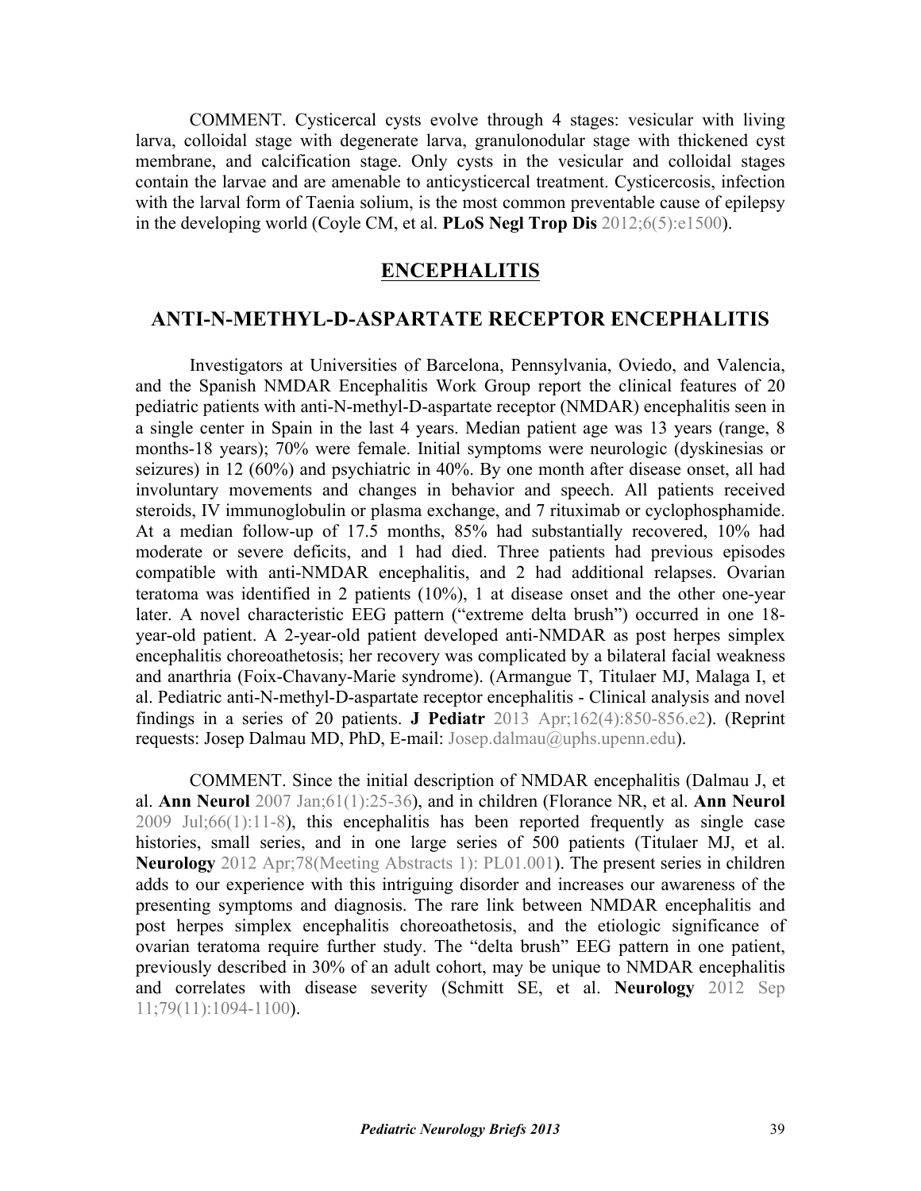COMMENT. Cysticercal cysts evolve through 4 stages: vesicular with living larva, colloidal stage with degenerate larva, granulonodular stage with thickened cyst membrane, and calcification stage. Only cysts in the vesicular and colloidal stages contain the larvae and are amenable to anticysticercal treatment. Cysticercosis, infection with the larval form of Taenia solium, is the most common preventable cause of epilepsy in the developing world (Coyle CM, et al. **PLoS Negl Trop Dis** 2012;6(5):e1500).

## ENCEPHALITIS

### ANTI-N-METHYL-D-ASPARTATE RECEPTOR ENCEPHALITIS

Investigators at Universities of Barcelona, Pennsylvania, Oviedo, and Valencia, and the Spanish NMDAR Encephalitis Work Group report the clinical features of 20 pediatric patients with anti-N-methyl-D-aspartate receptor (NMDAR) encephalitis seen in a single center in Spain in the last 4 years. Median patient age was 13 years (range, 8 months-18 years); 70% were female. Initial symptoms were neurologic (dyskinesias or seizures) in 12 (60%) and psychiatric in 40%. By one month after disease onset, all had involuntary movements and changes in behavior and speech. All patients received steroids, IV immunoglobulin or plasma exchange, and 7 rituximab or cyclophosphamide. At a median follow-up of 17.5 months, 85% had substantially recovered, 10% had moderate or severe deficits, and 1 had died. Three patients had previous episodes compatible with anti-NMDAR encephalitis, and 2 had additional relapses. Ovarian teratoma was identified in 2 patients (10%), 1 at disease onset and the other one-year later. A novel characteristic EEG pattern ("extreme delta brush") occurred in one 18-year-old patient. A 2-year-old patient developed anti-NMDAR as post herpes simplex encephalitis choreoathetosis; her recovery was complicated by a bilateral facial weakness and anarthria (Foix-Chavany-Marie syndrome). (Armangue T, Titulaer MJ, Malaga I, et al. Pediatric anti-N-methyl-D-aspartate receptor encephalitis - Clinical analysis and novel findings in a series of 20 patients. **J Pediatr** 2013 Apr;162(4):850-856.e2). (Reprint requests: Josep Dalmau MD, PhD, E-mail: Josep.dalmau@uphs.upenn.edu).

COMMENT. Since the initial description of NMDAR encephalitis (Dalmau J, et al. **Ann Neurol** 2007 Jan;61(1):25-36), and in children (Florance NR, et al. **Ann Neurol** 2009 Jul;66(1):11-8), this encephalitis has been reported frequently as single case histories, small series, and in one large series of 500 patients (Titulaer MJ, et al. **Neurology** 2012 Apr;78(Meeting Abstracts 1): PL01.001). The present series in children adds to our experience with this intriguing disorder and increases our awareness of the presenting symptoms and diagnosis. The rare link between NMDAR encephalitis and post herpes simplex encephalitis choreoathetosis, and the etiologic significance of ovarian teratoma require further study. The "delta brush" EEG pattern in one patient, previously described in 30% of an adult cohort, may be unique to NMDAR encephalitis and correlates with disease severity (Schmitt SE, et al. **Neurology** 2012 Sep 11;79(11):1094-1100).